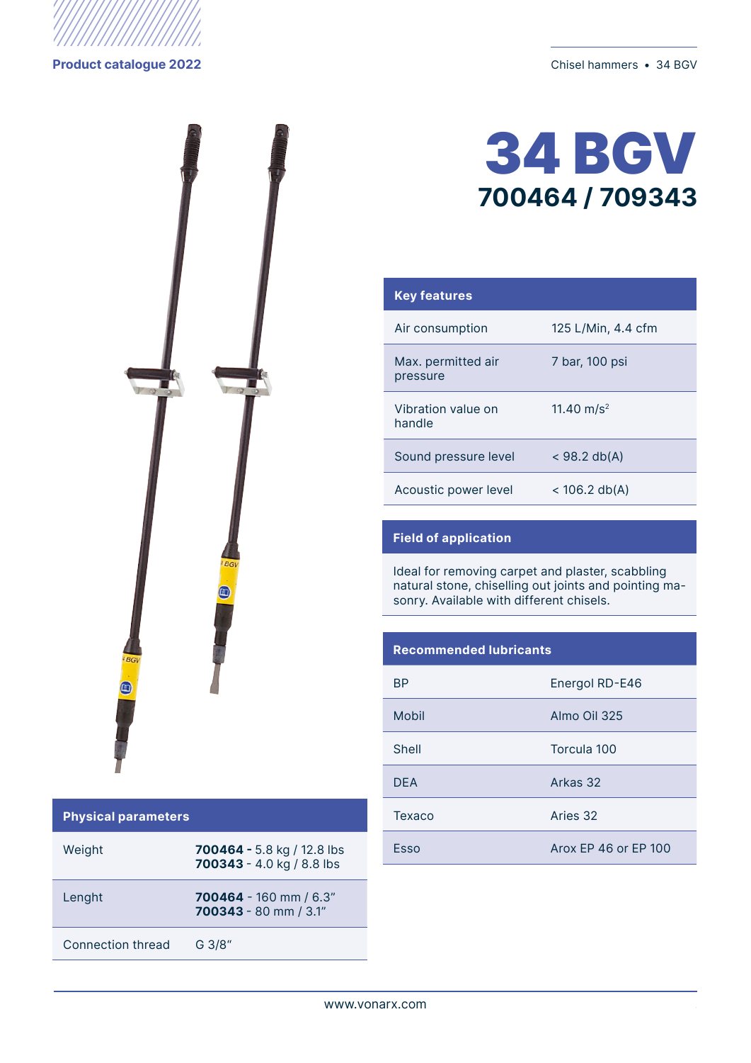Product catalogue 2022

# 34 BGV

## 700464 / 709343

| Key features | |
|---|---|
| Air consumption | 125 L/Min, 4.4 cfm |
| Max. permitted air pressure | 7 bar, 100 psi |
| Vibration value on handle | 11.40 m/s$^2$ |
| Sound pressure level | < 98.2 db(A) |
| Acoustic power level | < 106.2 db(A) |

## Field of application

Ideal for removing carpet and plaster, scabbling natural stone, chiselling out joints and pointing masonry. Available with different chisels.

| Recommended lubricants | |
|---|---|
| BP | Energol RD-E46 |
| Mobil | Almo Oil 325 |
| Shell | Torcula 100 |
| DEA | Arkas 32 |
| Texaco | Aries 32 |
| Esso | Arox EP 46 or EP 100 |

| Physical parameters | |
|---|---|
| Weight | **700464 -** 5.8 kg / 12.8 lbs<br>**700343** - 4.0 kg / 8.8 lbs |
| Lenght | **700464** - 160 mm / 6.3"<br>**700343** - 80 mm / 3.1" |
| Connection thread | G 3/8" |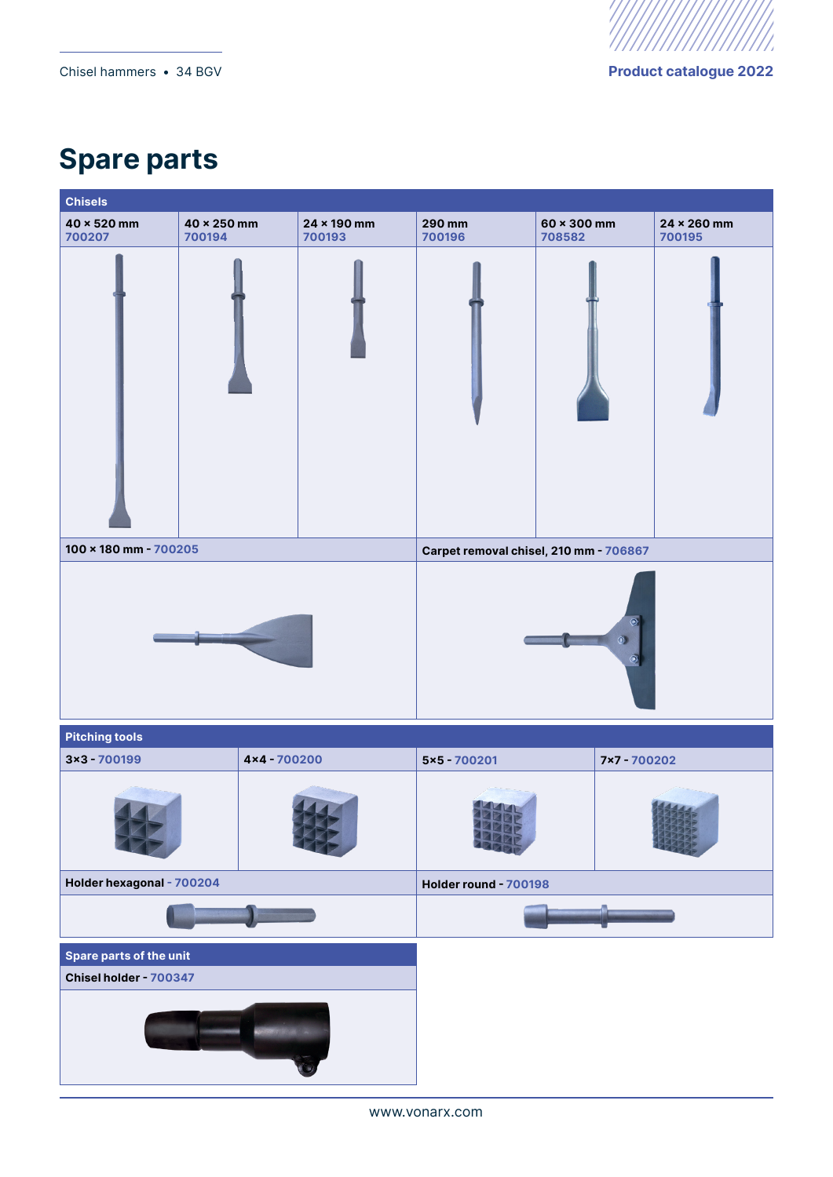# Spare parts

## Chisels

| 40 × 520 mm | 40 × 250 mm | 24 × 190 mm | 290 mm | 60 × 300 mm | 24 × 260 mm |
|---|---|---|---|---|---|
| 700207 | 700194 | 700193 | 700196 | 708582 | 700195 |

| 100 × 180 mm - 700205 | Carpet removal chisel, 210 mm - 706867 |
|---|---|

## Pitching tools

| 3×3 - 700199 | 4×4 - 700200 | 5×5 - 700201 | 7×7 - 700202 |
|---|---|---|---|

| Holder hexagonal - 700204 | Holder round - 700198 |
|---|---|

## Spare parts of the unit

| Chisel holder - 700347 |
|---|